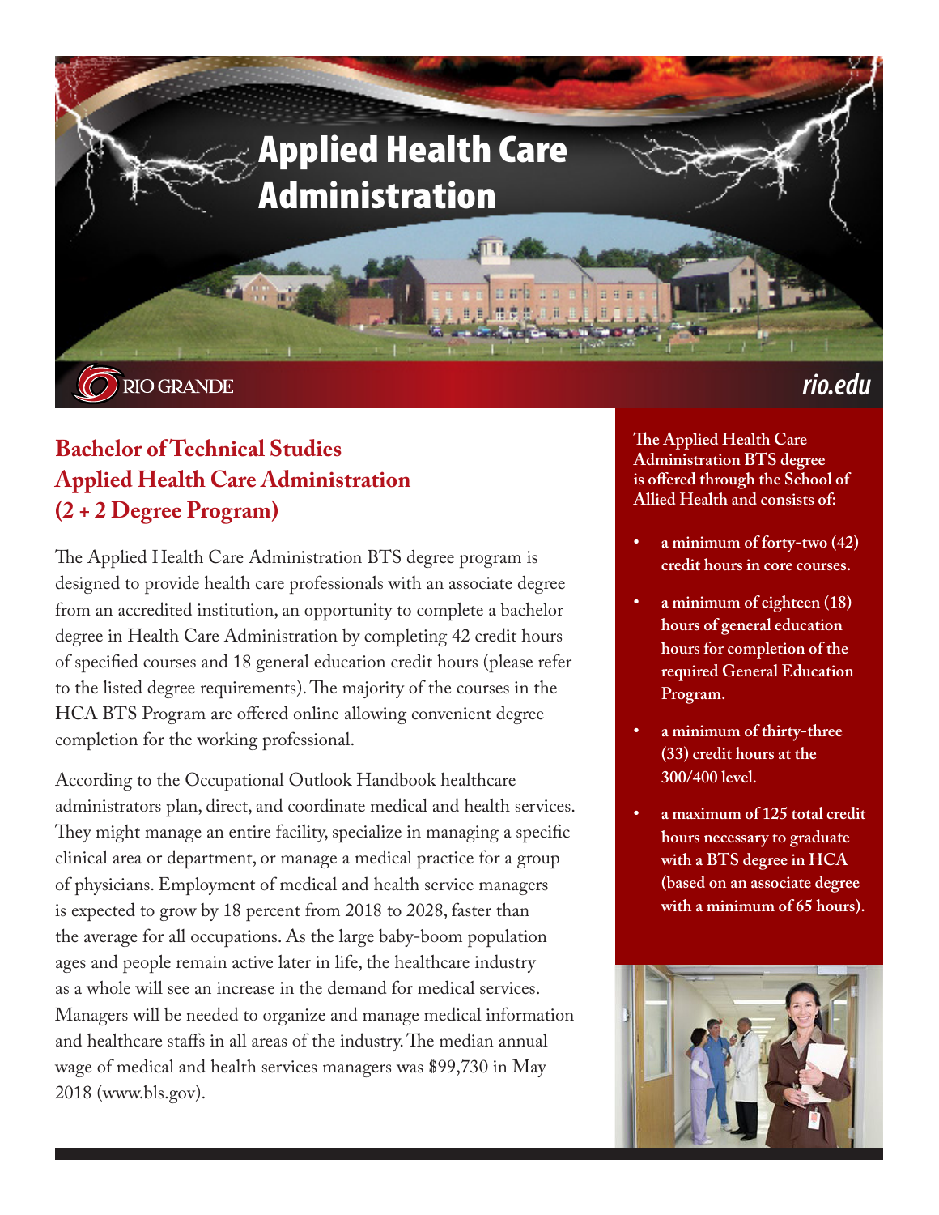# Applied Health Care Administration

RIO GRANDE

*rio.edu*

## Bachelor of Technical Studies Applied Health Care Administration (2 + 2 Degree Program)

The Applied Health Care Administration BTS degree program is designed to provide health care professionals with an associate degree from an accredited institution, an opportunity to complete a bachelor degree in Health Care Administration by completing 42 credit hours of specified courses and 18 general education credit hours (please refer to the listed degree requirements). The majority of the courses in the HCA BTS Program are offered online allowing convenient degree completion for the working professional.

According to the Occupational Outlook Handbook healthcare administrators plan, direct, and coordinate medical and health services. They might manage an entire facility, specialize in managing a specific clinical area or department, or manage a medical practice for a group of physicians. Employment of medical and health service managers is expected to grow by 18 percent from 2018 to 2028, faster than the average for all occupations. As the large baby-boom population ages and people remain active later in life, the healthcare industry as a whole will see an increase in the demand for medical services. Managers will be needed to organize and manage medical information and healthcare staffs in all areas of the industry. The median annual wage of medical and health services managers was $99,730 in May 2018 (www.bls.gov).

**The Applied Health Care Administration BTS degree is offered through the School of Allied Health and consists of:**

- **a minimum of forty-two (42) credit hours in core courses.**
- **a minimum of eighteen (18) hours of general education hours for completion of the required General Education Program.**
- **a minimum of thirty-three (33) credit hours at the 300/400 level.**
- **a maximum of 125 total credit hours necessary to graduate with a BTS degree in HCA (based on an associate degree with a minimum of 65 hours).**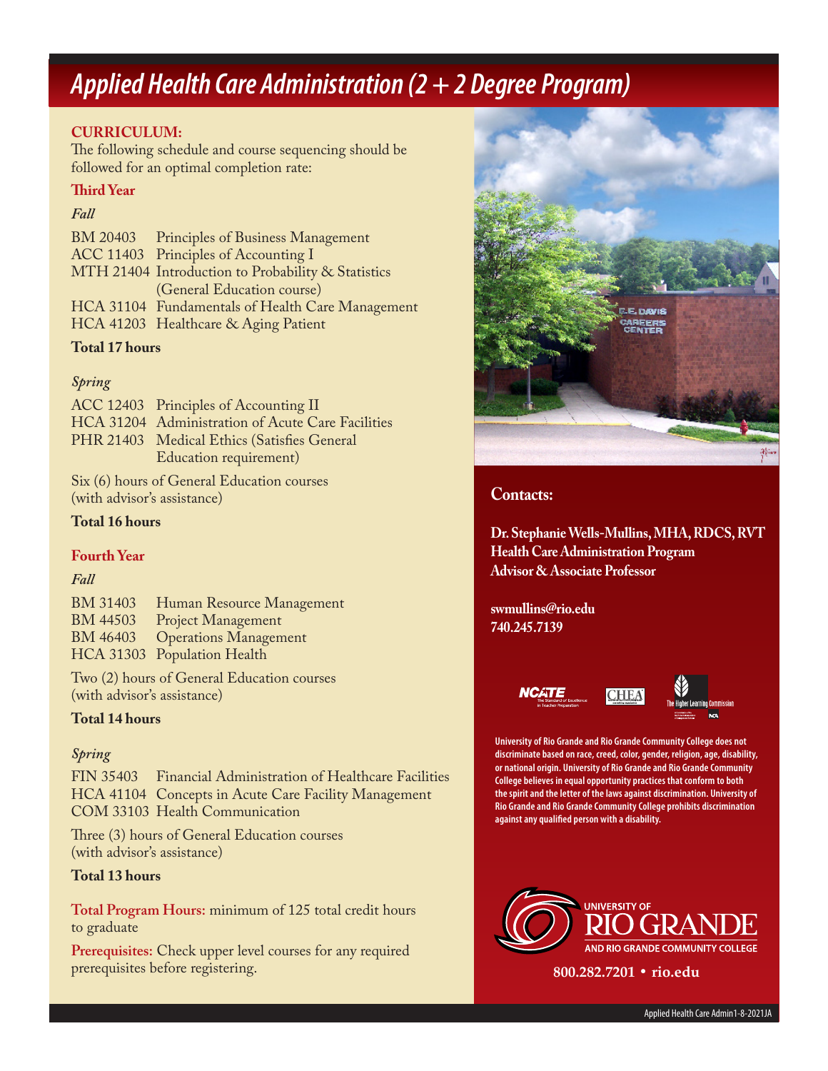# Applied Health Care Administration (2 + 2 Degree Program)

**CURRICULUM:**

The following schedule and course sequencing should be followed for an optimal completion rate:

## Third Year

*Fall*

| | |
|---|---|
| BM 20403 | Principles of Business Management |
| ACC 11403 | Principles of Accounting I |
| MTH 21404 | Introduction to Probability & Statistics (General Education course) |
| HCA 31104 | Fundamentals of Health Care Management |
| HCA 41203 | Healthcare & Aging Patient |

**Total 17 hours**

*Spring*

| | |
|---|---|
| ACC 12403 | Principles of Accounting II |
| HCA 31204 | Administration of Acute Care Facilities |
| PHR 21403 | Medical Ethics (Satisfies General Education requirement) |

Six (6) hours of General Education courses (with advisor's assistance)

**Total 16 hours**

## Fourth Year

*Fall*

| | |
|---|---|
| BM 31403 | Human Resource Management |
| BM 44503 | Project Management |
| BM 46403 | Operations Management |
| HCA 31303 | Population Health |

Two (2) hours of General Education courses (with advisor's assistance)

**Total 14 hours**

*Spring*

| | |
|---|---|
| FIN 35403 | Financial Administration of Healthcare Facilities |
| HCA 41104 | Concepts in Acute Care Facility Management |
| COM 33103 | Health Communication |

Three (3) hours of General Education courses (with advisor's assistance)

**Total 13 hours**

**Total Program Hours:** minimum of 125 total credit hours to graduate

**Prerequisites:** Check upper level courses for any required prerequisites before registering.

## Contacts:

**Dr. Stephanie Wells-Mullins, MHA, RDCS, RVT**
**Health Care Administration Program Advisor & Associate Professor**

**swmullins@rio.edu**
**740.245.7139**

**University of Rio Grande and Rio Grande Community College does not discriminate based on race, creed, color, gender, religion, age, disability, or national origin. University of Rio Grande and Rio Grande Community College believes in equal opportunity practices that conform to both the spirit and the letter of the laws against discrimination. University of Rio Grande and Rio Grande Community College prohibits discrimination against any qualified person with a disability.**

UNIVERSITY OF RIO GRANDE AND RIO GRANDE COMMUNITY COLLEGE

**800.282.7201 • rio.edu**

Applied Health Care Admin1-8-2021JA